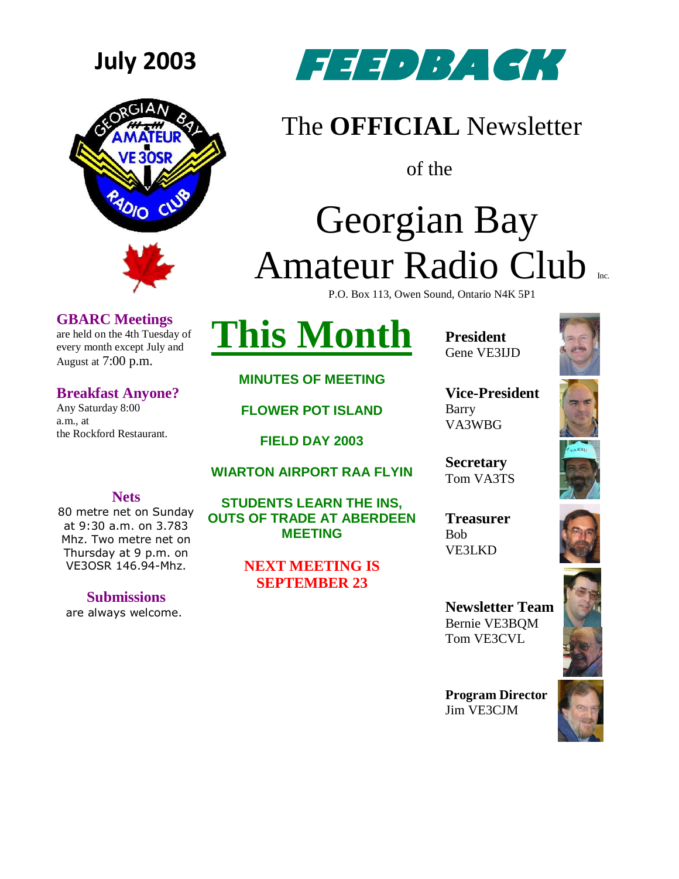July 2003

# FEEDBACK

The **OFFICIAL** Newsletter

of the

# Georgian Bay Amateur Radio Club Inc.

P.O. Box 113, Owen Sound, Ontario N4K 5P1

### GBARC Meetings

are held on the 4th Tuesday of every month except July and August at 7:00 p.m.

### Breakfast Anyone?

Any Saturday 8:00 a.m., at the Rockford Restaurant.

### Nets

80 metre net on Sunday at 9:30 a.m. on 3.783 Mhz. Two metre net on Thursday at 9 p.m. on VE3OSR 146.94-Mhz.

### Submissions

are always welcome.

## This Month

**MINUTES OF MEETING**

**FLOWER POT ISLAND**

**FIELD DAY 2003**

**WIARTON AIRPORT RAA FLYIN**

**STUDENTS LEARN THE INS, OUTS OF TRADE AT ABERDEEN MEETING**

**NEXT MEETING IS SEPTEMBER 23**

**President**
Gene VE3IJD

**Vice-President**
Barry VA3WBG

**Secretary**
Tom VA3TS

**Treasurer**
Bob VE3LKD

**Newsletter Team**
Bernie VE3BQM
Tom VE3CVL

**Program Director**
Jim VE3CJM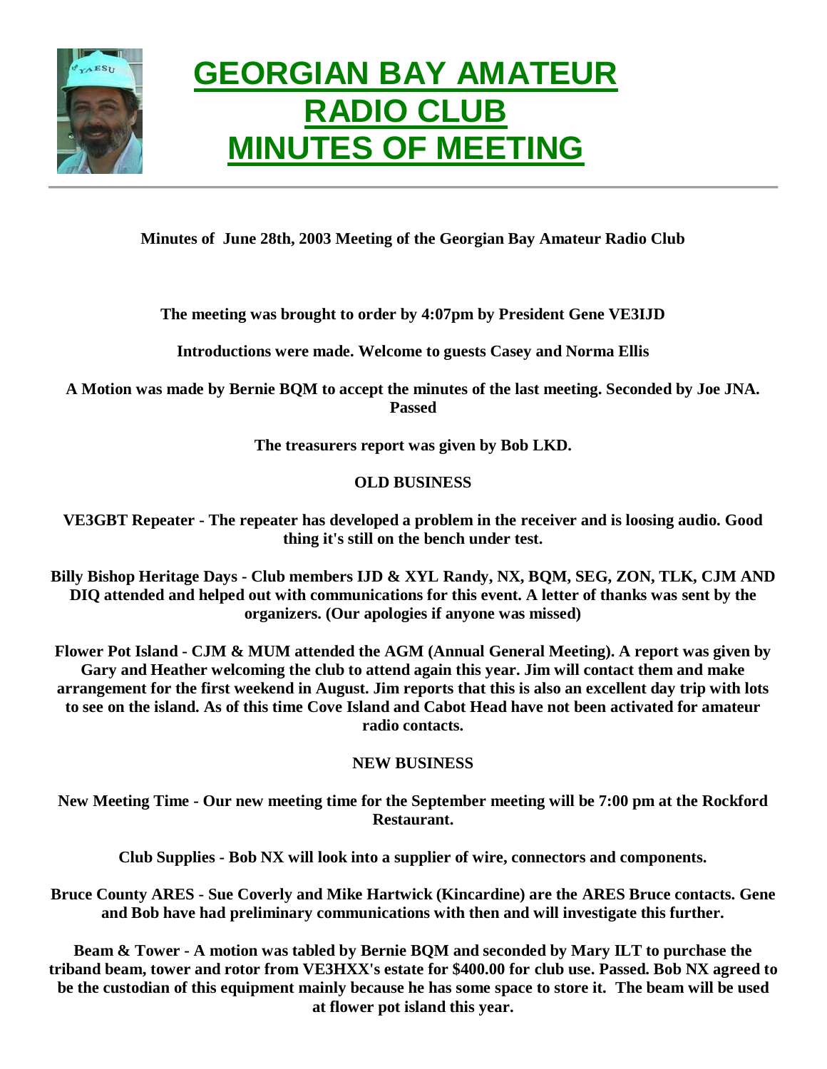# GEORGIAN BAY AMATEUR RADIO CLUB MINUTES OF MEETING

**Minutes of June 28th, 2003 Meeting of the Georgian Bay Amateur Radio Club**

**The meeting was brought to order by 4:07pm by President Gene VE3IJD**

**Introductions were made. Welcome to guests Casey and Norma Ellis**

**A Motion was made by Bernie BQM to accept the minutes of the last meeting. Seconded by Joe JNA. Passed**

**The treasurers report was given by Bob LKD.**

**OLD BUSINESS**

**VE3GBT Repeater - The repeater has developed a problem in the receiver and is loosing audio. Good thing it's still on the bench under test.**

**Billy Bishop Heritage Days - Club members IJD & XYL Randy, NX, BQM, SEG, ZON, TLK, CJM AND DIQ attended and helped out with communications for this event. A letter of thanks was sent by the organizers. (Our apologies if anyone was missed)**

**Flower Pot Island - CJM & MUM attended the AGM (Annual General Meeting). A report was given by Gary and Heather welcoming the club to attend again this year. Jim will contact them and make arrangement for the first weekend in August. Jim reports that this is also an excellent day trip with lots to see on the island. As of this time Cove Island and Cabot Head have not been activated for amateur radio contacts.**

**NEW BUSINESS**

**New Meeting Time - Our new meeting time for the September meeting will be 7:00 pm at the Rockford Restaurant.**

**Club Supplies - Bob NX will look into a supplier of wire, connectors and components.**

**Bruce County ARES - Sue Coverly and Mike Hartwick (Kincardine) are the ARES Bruce contacts. Gene and Bob have had preliminary communications with then and will investigate this further.**

**Beam & Tower - A motion was tabled by Bernie BQM and seconded by Mary ILT to purchase the triband beam, tower and rotor from VE3HXX's estate for $400.00 for club use. Passed. Bob NX agreed to be the custodian of this equipment mainly because he has some space to store it. The beam will be used at flower pot island this year.**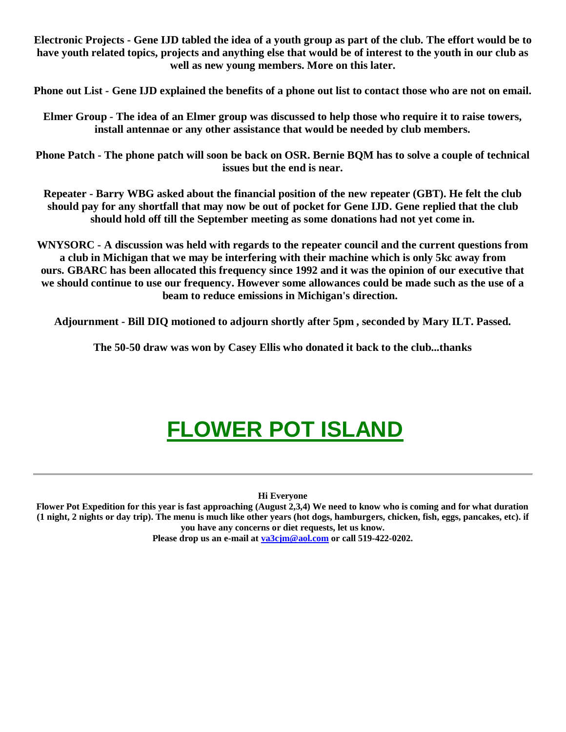**Electronic Projects - Gene IJD tabled the idea of a youth group as part of the club. The effort would be to have youth related topics, projects and anything else that would be of interest to the youth in our club as well as new young members. More on this later.**

**Phone out List - Gene IJD explained the benefits of a phone out list to contact those who are not on email.**

**Elmer Group - The idea of an Elmer group was discussed to help those who require it to raise towers, install antennae or any other assistance that would be needed by club members.**

**Phone Patch - The phone patch will soon be back on OSR. Bernie BQM has to solve a couple of technical issues but the end is near.**

**Repeater - Barry WBG asked about the financial position of the new repeater (GBT). He felt the club should pay for any shortfall that may now be out of pocket for Gene IJD. Gene replied that the club should hold off till the September meeting as some donations had not yet come in.**

**WNYSORC - A discussion was held with regards to the repeater council and the current questions from a club in Michigan that we may be interfering with their machine which is only 5kc away from ours. GBARC has been allocated this frequency since 1992 and it was the opinion of our executive that we should continue to use our frequency. However some allowances could be made such as the use of a beam to reduce emissions in Michigan's direction.**

**Adjournment - Bill DIQ motioned to adjourn shortly after 5pm , seconded by Mary ILT. Passed.**

**The 50-50 draw was won by Casey Ellis who donated it back to the club...thanks**

# FLOWER POT ISLAND

---

**Hi Everyone**

**Flower Pot Expedition for this year is fast approaching (August 2,3,4) We need to know who is coming and for what duration (1 night, 2 nights or day trip). The menu is much like other years (hot dogs, hamburgers, chicken, fish, eggs, pancakes, etc). if you have any concerns or diet requests, let us know.**

**Please drop us an e-mail at va3cjm@aol.com or call 519-422-0202.**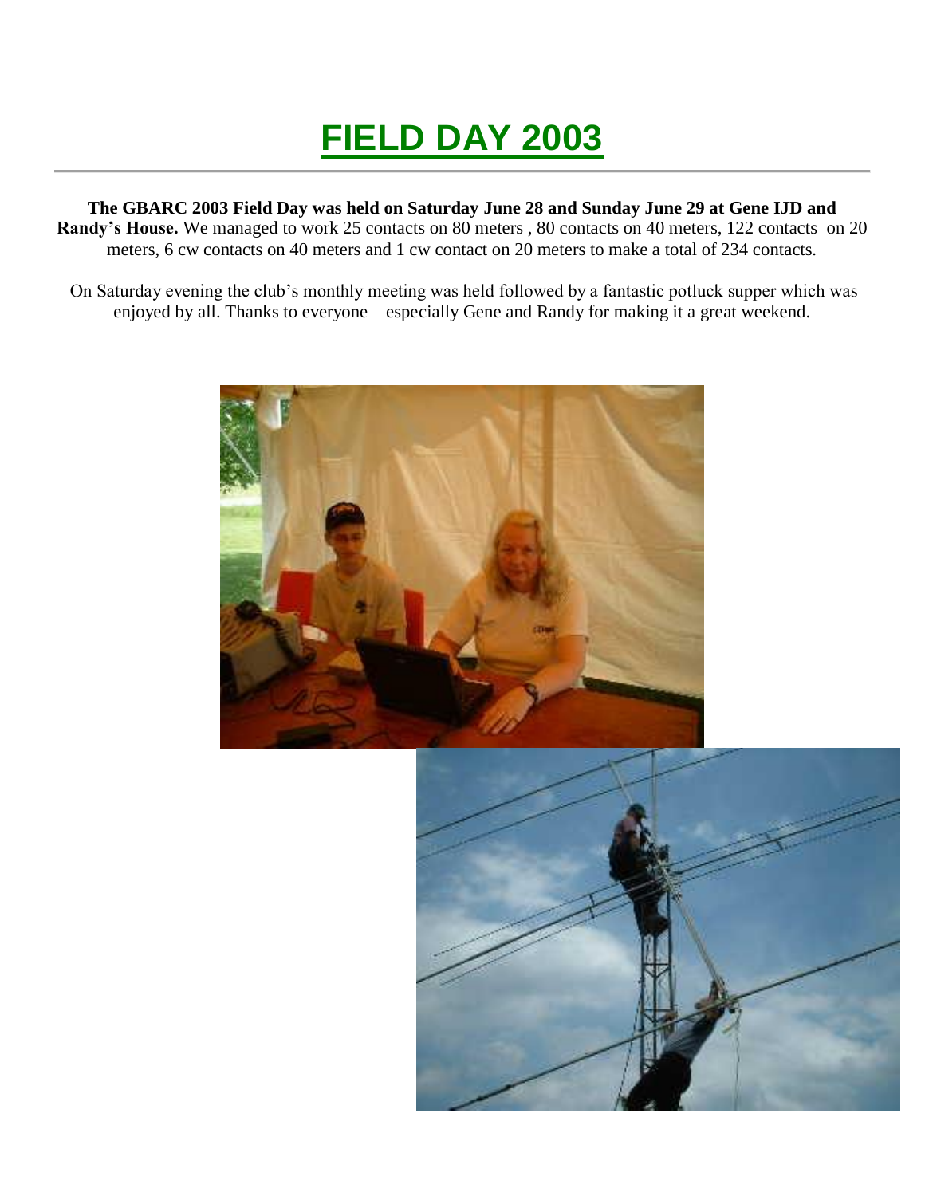# FIELD DAY 2003

**The GBARC 2003 Field Day was held on Saturday June 28 and Sunday June 29 at Gene IJD and Randy's House.** We managed to work 25 contacts on 80 meters , 80 contacts on 40 meters, 122 contacts on 20 meters, 6 cw contacts on 40 meters and 1 cw contact on 20 meters to make a total of 234 contacts.

On Saturday evening the club's monthly meeting was held followed by a fantastic potluck supper which was enjoyed by all. Thanks to everyone – especially Gene and Randy for making it a great weekend.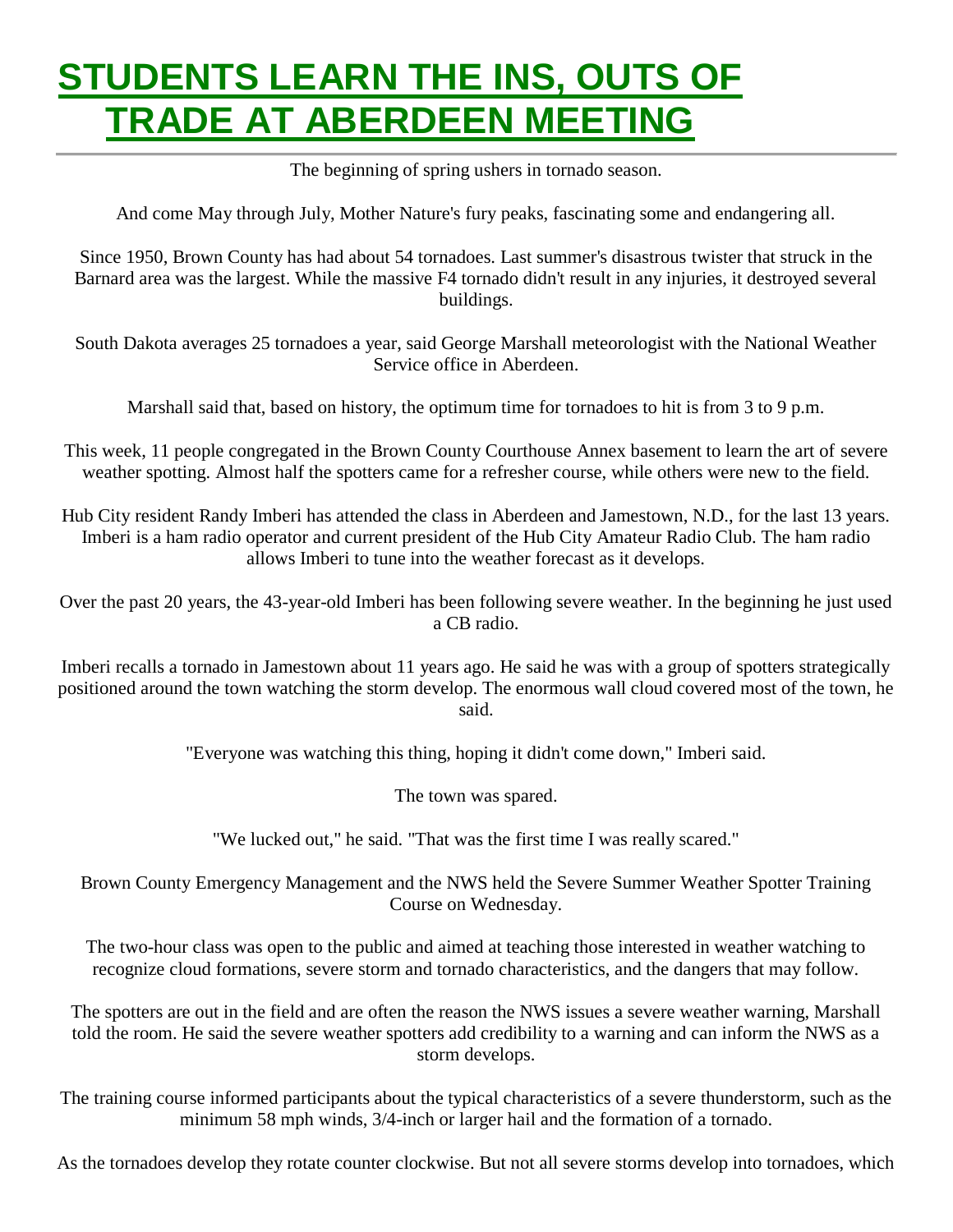# STUDENTS LEARN THE INS, OUTS OF TRADE AT ABERDEEN MEETING

The beginning of spring ushers in tornado season.

And come May through July, Mother Nature's fury peaks, fascinating some and endangering all.

Since 1950, Brown County has had about 54 tornadoes. Last summer's disastrous twister that struck in the Barnard area was the largest. While the massive F4 tornado didn't result in any injuries, it destroyed several buildings.

South Dakota averages 25 tornadoes a year, said George Marshall meteorologist with the National Weather Service office in Aberdeen.

Marshall said that, based on history, the optimum time for tornadoes to hit is from 3 to 9 p.m.

This week, 11 people congregated in the Brown County Courthouse Annex basement to learn the art of severe weather spotting. Almost half the spotters came for a refresher course, while others were new to the field.

Hub City resident Randy Imberi has attended the class in Aberdeen and Jamestown, N.D., for the last 13 years. Imberi is a ham radio operator and current president of the Hub City Amateur Radio Club. The ham radio allows Imberi to tune into the weather forecast as it develops.

Over the past 20 years, the 43-year-old Imberi has been following severe weather. In the beginning he just used a CB radio.

Imberi recalls a tornado in Jamestown about 11 years ago. He said he was with a group of spotters strategically positioned around the town watching the storm develop. The enormous wall cloud covered most of the town, he said.

"Everyone was watching this thing, hoping it didn't come down," Imberi said.

The town was spared.

"We lucked out," he said. "That was the first time I was really scared."

Brown County Emergency Management and the NWS held the Severe Summer Weather Spotter Training Course on Wednesday.

The two-hour class was open to the public and aimed at teaching those interested in weather watching to recognize cloud formations, severe storm and tornado characteristics, and the dangers that may follow.

The spotters are out in the field and are often the reason the NWS issues a severe weather warning, Marshall told the room. He said the severe weather spotters add credibility to a warning and can inform the NWS as a storm develops.

The training course informed participants about the typical characteristics of a severe thunderstorm, such as the minimum 58 mph winds, 3/4-inch or larger hail and the formation of a tornado.

As the tornadoes develop they rotate counter clockwise. But not all severe storms develop into tornadoes, which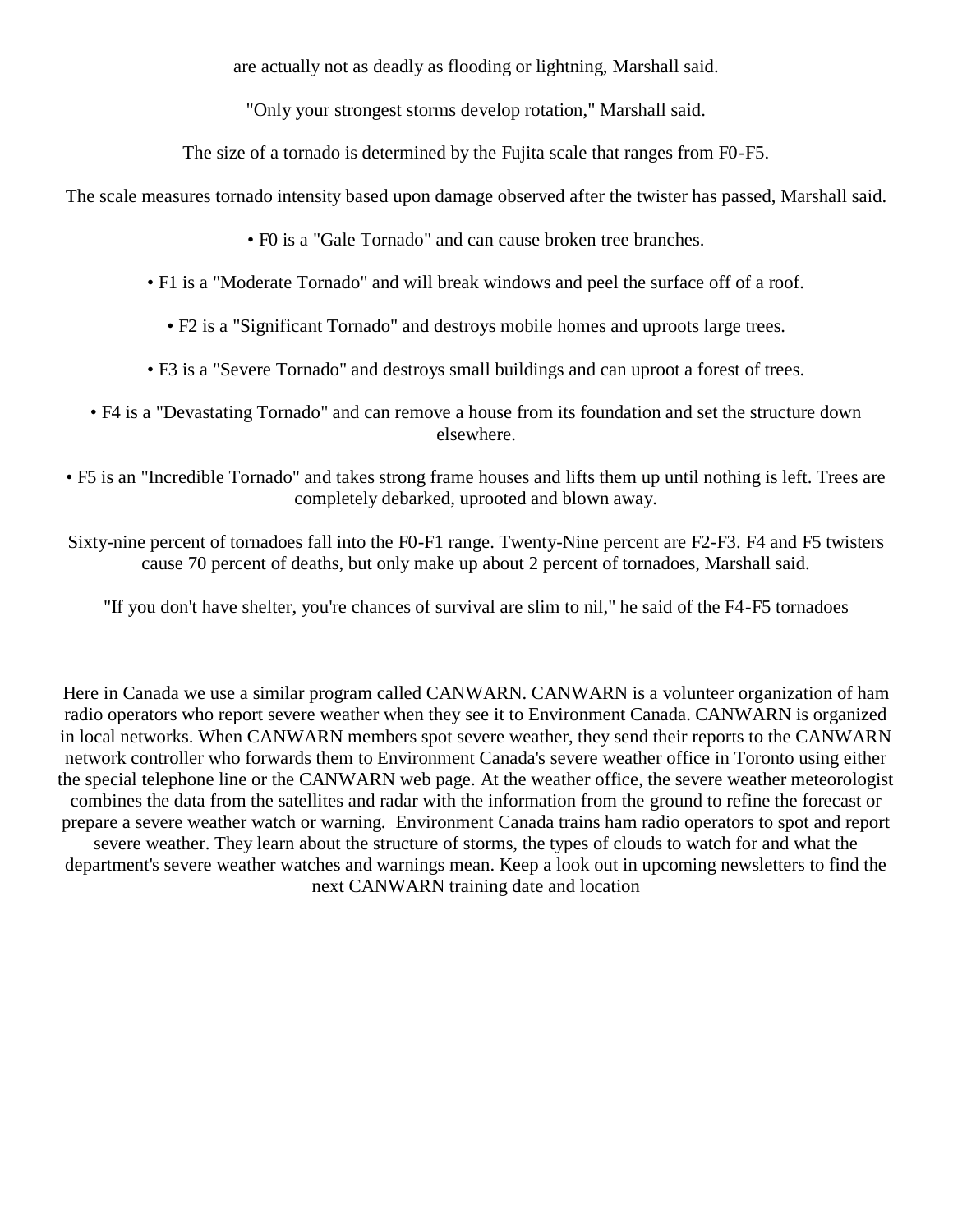are actually not as deadly as flooding or lightning, Marshall said.

"Only your strongest storms develop rotation," Marshall said.

The size of a tornado is determined by the Fujita scale that ranges from F0-F5.

The scale measures tornado intensity based upon damage observed after the twister has passed, Marshall said.

- F0 is a "Gale Tornado" and can cause broken tree branches.
- F1 is a "Moderate Tornado" and will break windows and peel the surface off of a roof.
- F2 is a "Significant Tornado" and destroys mobile homes and uproots large trees.
- F3 is a "Severe Tornado" and destroys small buildings and can uproot a forest of trees.
- F4 is a "Devastating Tornado" and can remove a house from its foundation and set the structure down elsewhere.
- F5 is an "Incredible Tornado" and takes strong frame houses and lifts them up until nothing is left. Trees are completely debarked, uprooted and blown away.

Sixty-nine percent of tornadoes fall into the F0-F1 range. Twenty-Nine percent are F2-F3. F4 and F5 twisters cause 70 percent of deaths, but only make up about 2 percent of tornadoes, Marshall said.

"If you don't have shelter, you're chances of survival are slim to nil," he said of the F4-F5 tornadoes

Here in Canada we use a similar program called CANWARN. CANWARN is a volunteer organization of ham radio operators who report severe weather when they see it to Environment Canada. CANWARN is organized in local networks. When CANWARN members spot severe weather, they send their reports to the CANWARN network controller who forwards them to Environment Canada's severe weather office in Toronto using either the special telephone line or the CANWARN web page. At the weather office, the severe weather meteorologist combines the data from the satellites and radar with the information from the ground to refine the forecast or prepare a severe weather watch or warning. Environment Canada trains ham radio operators to spot and report severe weather. They learn about the structure of storms, the types of clouds to watch for and what the department's severe weather watches and warnings mean. Keep a look out in upcoming newsletters to find the next CANWARN training date and location